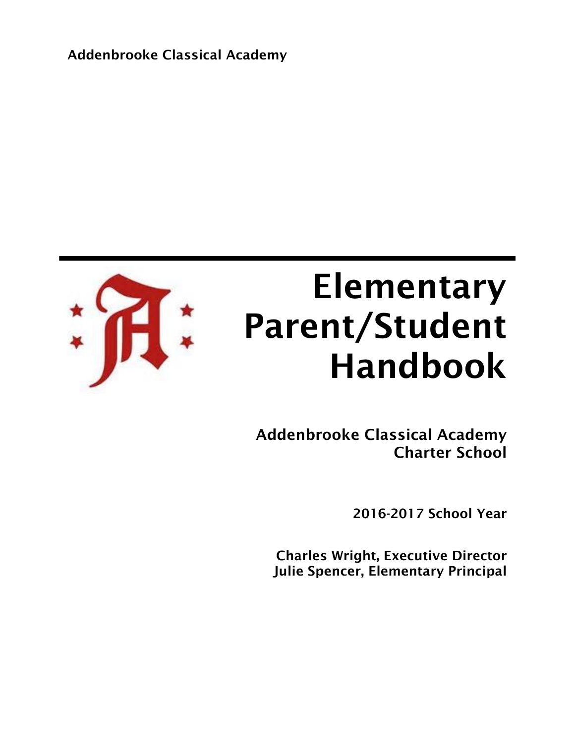Addenbrooke Classical Academy

# Elementary Parent/Student Handbook

**Addenbrooke Classical Academy Charter School**

**2016-2017 School Year**

**Charles Wright, Executive Director**
**Julie Spencer, Elementary Principal**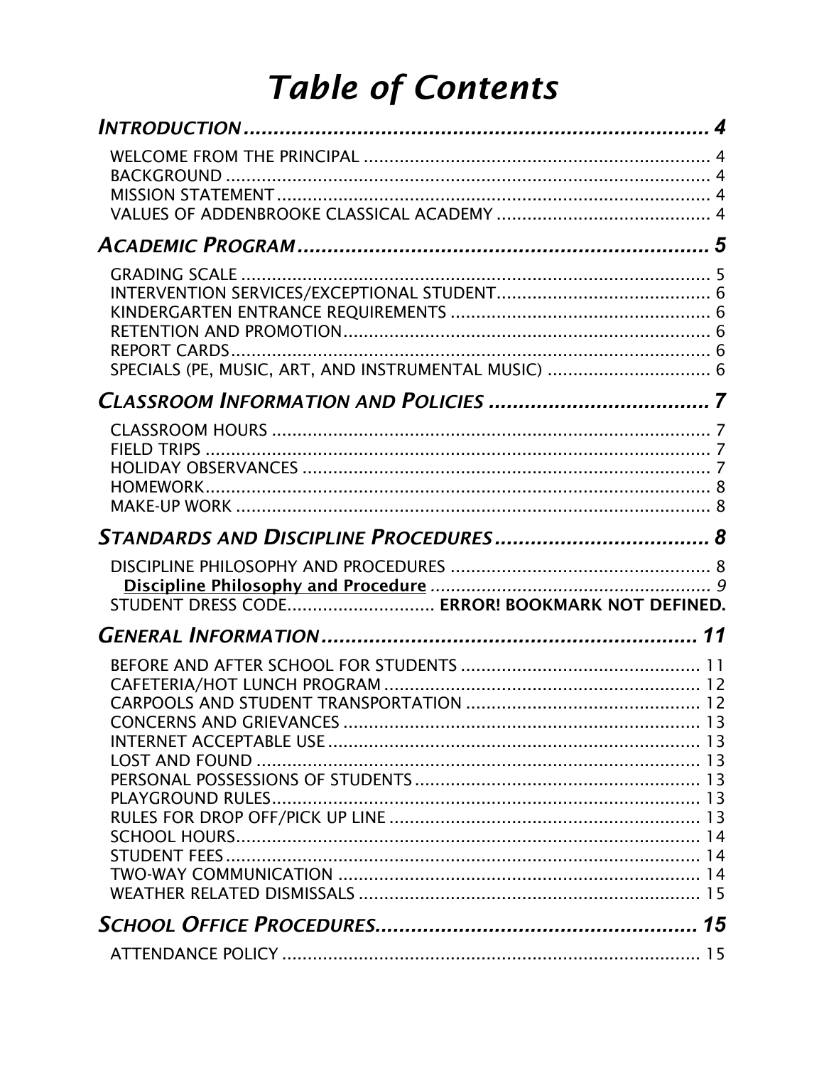# *Table of Contents*

***INTRODUCTION*** ...................................................................... **4**

- WELCOME FROM THE PRINCIPAL ........................................................ 4
- BACKGROUND ........................................................................ 4
- MISSION STATEMENT ................................................................. 4
- VALUES OF ADDENBROOKE CLASSICAL ACADEMY ........................................... 4

***ACADEMIC PROGRAM*** ................................................................ **5**

- GRADING SCALE ..................................................................... 5
- INTERVENTION SERVICES/EXCEPTIONAL STUDENT ......................................... 6
- KINDERGARTEN ENTRANCE REQUIREMENTS ................................................ 6
- RETENTION AND PROMOTION ........................................................... 6
- REPORT CARDS ...................................................................... 6
- SPECIALS (PE, MUSIC, ART, AND INSTRUMENTAL MUSIC) ................................. 6

***CLASSROOM INFORMATION AND POLICIES*** ............................................... **7**

- CLASSROOM HOURS ................................................................... 7
- FIELD TRIPS ....................................................................... 7
- HOLIDAY OBSERVANCES ............................................................... 7
- HOMEWORK .......................................................................... 8
- MAKE-UP WORK ...................................................................... 8

***STANDARDS AND DISCIPLINE PROCEDURES*** .............................................. **8**

- DISCIPLINE PHILOSOPHY AND PROCEDURES .............................................. 8
  - **Discipline Philosophy and Procedure** ........................................... *9*
- STUDENT DRESS CODE ............................. **ERROR! BOOKMARK NOT DEFINED.**

***GENERAL INFORMATION*** ............................................................ **11**

- BEFORE AND AFTER SCHOOL FOR STUDENTS ............................................. 11
- CAFETERIA/HOT LUNCH PROGRAM ...................................................... 12
- CARPOOLS AND STUDENT TRANSPORTATION .............................................. 12
- CONCERNS AND GRIEVANCES .......................................................... 13
- INTERNET ACCEPTABLE USE .......................................................... 13
- LOST AND FOUND ................................................................... 13
- PERSONAL POSSESSIONS OF STUDENTS ................................................. 13
- PLAYGROUND RULES ................................................................. 13
- RULES FOR DROP OFF/PICK UP LINE .................................................. 13
- SCHOOL HOURS ..................................................................... 14
- STUDENT FEES ..................................................................... 14
- TWO-WAY COMMUNICATION ............................................................ 14
- WEATHER RELATED DISMISSALS ....................................................... 15

***SCHOOL OFFICE PROCEDURES*** ....................................................... **15**

- ATTENDANCE POLICY ................................................................ 15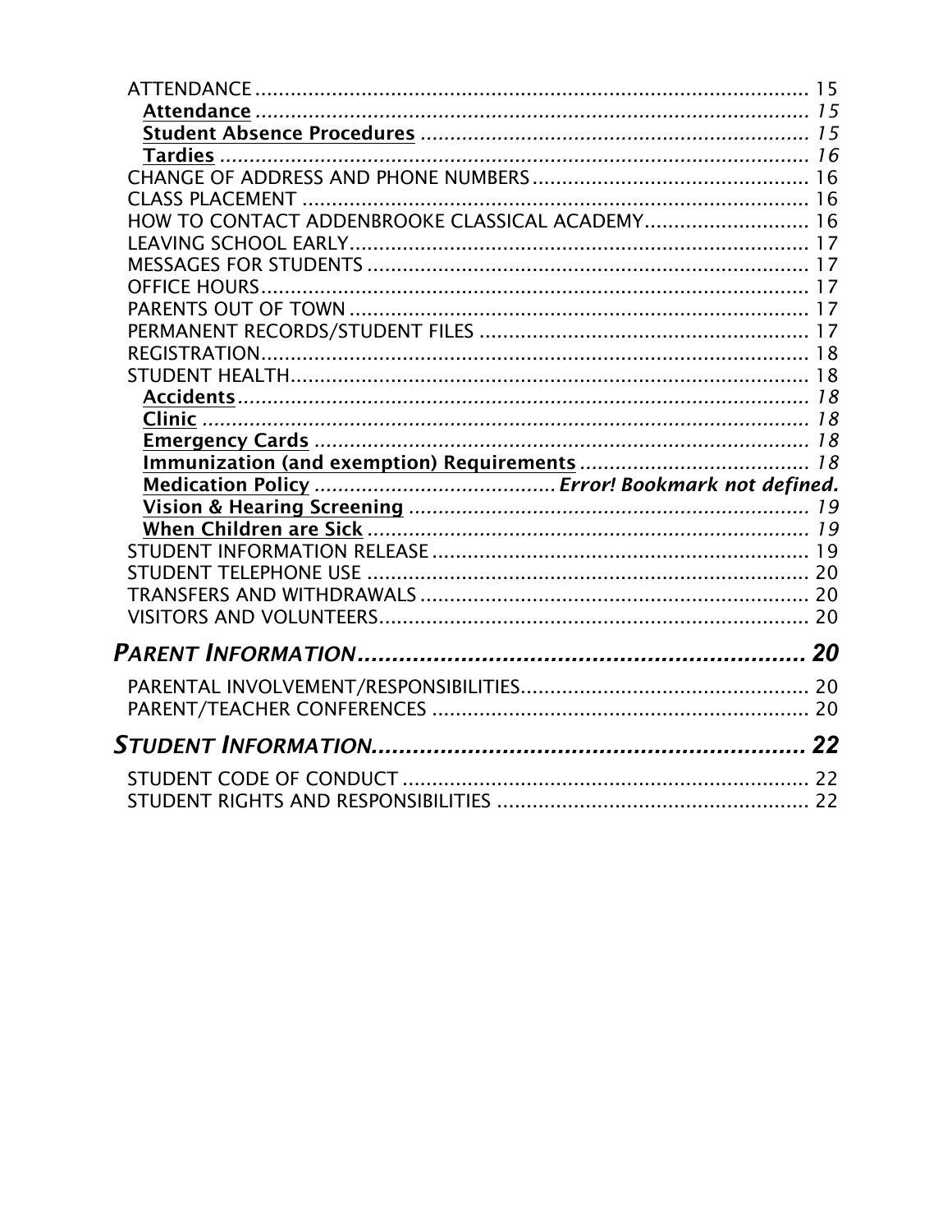ATTENDANCE .............................................................................................. 15
- **Attendance** ............................................................................................ *15*
- **Student Absence Procedures** .................................................................. *15*
- **Tardies** ................................................................................................... *16*

CHANGE OF ADDRESS AND PHONE NUMBERS ............................................... 16
CLASS PLACEMENT ...................................................................................... 16
HOW TO CONTACT ADDENBROOKE CLASSICAL ACADEMY ............................ 16
LEAVING SCHOOL EARLY .............................................................................. 17
MESSAGES FOR STUDENTS .......................................................................... 17
OFFICE HOURS ............................................................................................ 17
PARENTS OUT OF TOWN .............................................................................. 17
PERMANENT RECORDS/STUDENT FILES ........................................................ 17
REGISTRATION ............................................................................................ 18
STUDENT HEALTH ........................................................................................ 18
- **Accidents** ................................................................................................ *18*
- **Clinic** ...................................................................................................... *18*
- **Emergency Cards** .................................................................................... *18*
- **Immunization (and exemption) Requirements** ....................................... *18*
- **Medication Policy** ........................................ ***Error! Bookmark not defined.***
- **Vision & Hearing Screening** .................................................................... *19*
- **When Children are Sick** .......................................................................... *19*

STUDENT INFORMATION RELEASE ................................................................ 19
STUDENT TELEPHONE USE .......................................................................... 20
TRANSFERS AND WITHDRAWALS .................................................................. 20
VISITORS AND VOLUNTEERS ........................................................................ 20

***PARENT INFORMATION*** **.............................................................. 20**

PARENTAL INVOLVEMENT/RESPONSIBILITIES ................................................ 20
PARENT/TEACHER CONFERENCES ................................................................ 20

***STUDENT INFORMATION*** **............................................................ 22**

STUDENT CODE OF CONDUCT ..................................................................... 22
STUDENT RIGHTS AND RESPONSIBILITIES ..................................................... 22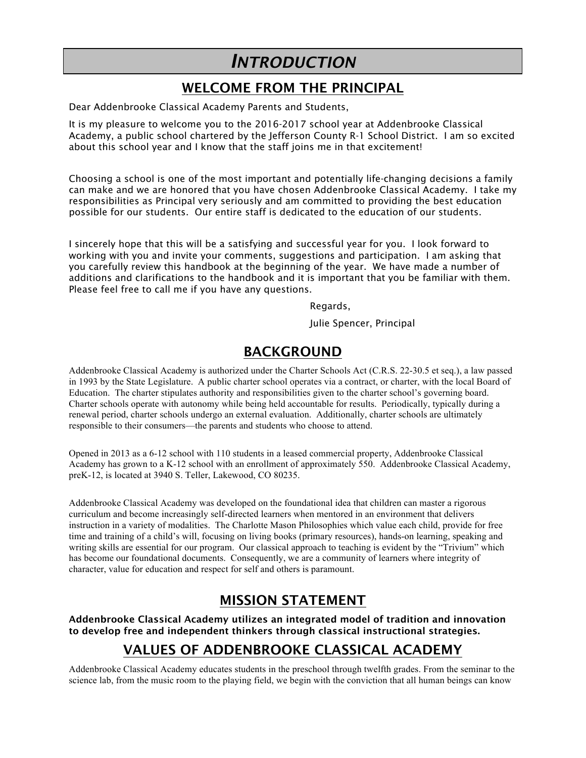# *INTRODUCTION*

## WELCOME FROM THE PRINCIPAL

Dear Addenbrooke Classical Academy Parents and Students,

It is my pleasure to welcome you to the 2016-2017 school year at Addenbrooke Classical Academy, a public school chartered by the Jefferson County R-1 School District. I am so excited about this school year and I know that the staff joins me in that excitement!

Choosing a school is one of the most important and potentially life-changing decisions a family can make and we are honored that you have chosen Addenbrooke Classical Academy. I take my responsibilities as Principal very seriously and am committed to providing the best education possible for our students. Our entire staff is dedicated to the education of our students.

I sincerely hope that this will be a satisfying and successful year for you. I look forward to working with you and invite your comments, suggestions and participation. I am asking that you carefully review this handbook at the beginning of the year. We have made a number of additions and clarifications to the handbook and it is important that you be familiar with them. Please feel free to call me if you have any questions.

Regards,

Julie Spencer, Principal

## BACKGROUND

Addenbrooke Classical Academy is authorized under the Charter Schools Act (C.R.S. 22-30.5 et seq.), a law passed in 1993 by the State Legislature. A public charter school operates via a contract, or charter, with the local Board of Education. The charter stipulates authority and responsibilities given to the charter school's governing board. Charter schools operate with autonomy while being held accountable for results. Periodically, typically during a renewal period, charter schools undergo an external evaluation. Additionally, charter schools are ultimately responsible to their consumers—the parents and students who choose to attend.

Opened in 2013 as a 6-12 school with 110 students in a leased commercial property, Addenbrooke Classical Academy has grown to a K-12 school with an enrollment of approximately 550. Addenbrooke Classical Academy, preK-12, is located at 3940 S. Teller, Lakewood, CO 80235.

Addenbrooke Classical Academy was developed on the foundational idea that children can master a rigorous curriculum and become increasingly self-directed learners when mentored in an environment that delivers instruction in a variety of modalities. The Charlotte Mason Philosophies which value each child, provide for free time and training of a child's will, focusing on living books (primary resources), hands-on learning, speaking and writing skills are essential for our program. Our classical approach to teaching is evident by the "Trivium" which has become our foundational documents. Consequently, we are a community of learners where integrity of character, value for education and respect for self and others is paramount.

## MISSION STATEMENT

**Addenbrooke Classical Academy utilizes an integrated model of tradition and innovation to develop free and independent thinkers through classical instructional strategies.**

## VALUES OF ADDENBROOKE CLASSICAL ACADEMY

Addenbrooke Classical Academy educates students in the preschool through twelfth grades. From the seminar to the science lab, from the music room to the playing field, we begin with the conviction that all human beings can know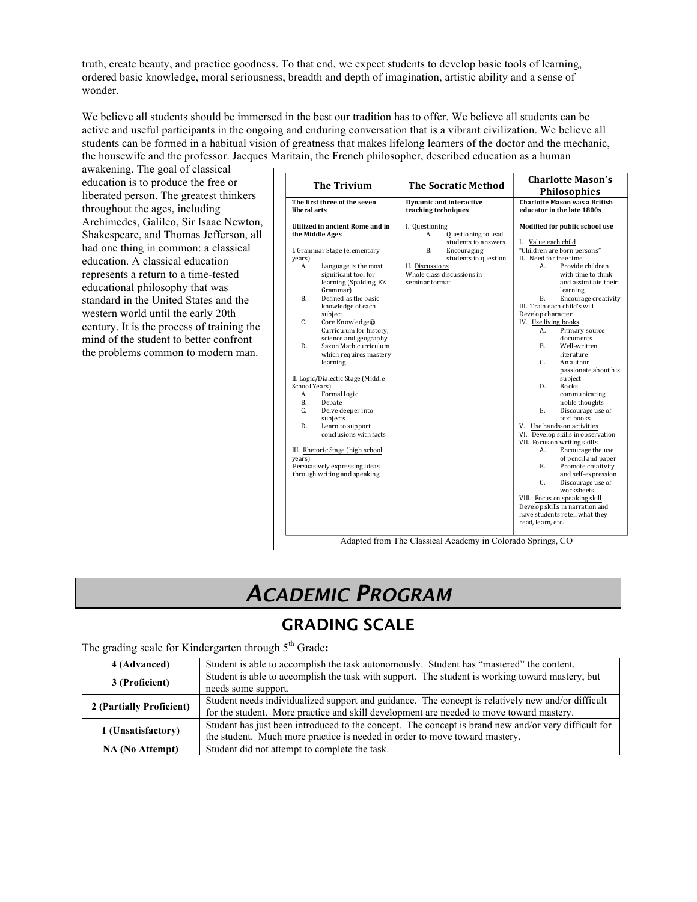truth, create beauty, and practice goodness. To that end, we expect students to develop basic tools of learning, ordered basic knowledge, moral seriousness, breadth and depth of imagination, artistic ability and a sense of wonder.

We believe all students should be immersed in the best our tradition has to offer. We believe all students can be active and useful participants in the ongoing and enduring conversation that is a vibrant civilization. We believe all students can be formed in a habitual vision of greatness that makes lifelong learners of the doctor and the mechanic, the housewife and the professor. Jacques Maritain, the French philosopher, described education as a human awakening. The goal of classical education is to produce the free or liberated person. The greatest thinkers throughout the ages, including Archimedes, Galileo, Sir Isaac Newton, Shakespeare, and Thomas Jefferson, all had one thing in common: a classical education. A classical education represents a return to a time-tested educational philosophy that was standard in the United States and the western world until the early 20th century. It is the process of training the mind of the student to better confront the problems common to modern man.

| The Trivium | The Socratic Method | Charlotte Mason's Philosophies |
|---|---|---|
| **The first three of the seven liberal arts**<br><br>**Utilized in ancient Rome and in the Middle Ages**<br><br>I. Grammar Stage (elementary years)<br>A. Language is the most significant tool for learning (Spalding, EZ Grammar)<br>B. Defined as the basic knowledge of each subject<br>C. Core Knowledge® Curriculum for history, science and geography<br>D. Saxon Math curriculum which requires mastery learning<br><br>II. Logic/Dialectic Stage (Middle School Years)<br>A. Formal logic<br>B. Debate<br>C. Delve deeper into subjects<br>D. Learn to support conclusions with facts<br><br>III. Rhetoric Stage (high school years)<br>Persuasively expressing ideas through writing and speaking | **Dynamic and interactive teaching techniques**<br><br>I. Questioning<br>A. Questioning to lead students to answers<br>B. Encouraging students to question<br>II. Discussions<br>Whole class discussions in seminar format | **Charlotte Mason was a British educator in the late 1800s**<br><br>**Modified for public school use**<br><br>I. Value each child<br>"Children are born persons"<br>II. Need for free time<br>A. Provide children with time to think and assimilate their learning<br>B. Encourage creativity<br>III. Train each child's will<br>Develop character<br>IV. Use living books<br>A. Primary source documents<br>B. Well-written literature<br>C. An author passionate about his subject<br>D. Books communicating noble thoughts<br>E. Discourage use of text books<br>V. Use hands-on activities<br>VI. Develop skills in observation<br>VII. Focus on writing skills<br>A. Encourage the use of pencil and paper<br>B. Promote creativity and self-expression<br>C. Discourage use of worksheets<br>VIII. Focus on speaking skill<br>Develop skills in narration and have students retell what they read, learn, etc. |

Adapted from The Classical Academy in Colorado Springs, CO

# *ACADEMIC PROGRAM*

## GRADING SCALE

The grading scale for Kindergarten through 5th Grade**:**

| **4 (Advanced)** | Student is able to accomplish the task autonomously. Student has "mastered" the content. |
|---|---|
| **3 (Proficient)** | Student is able to accomplish the task with support. The student is working toward mastery, but needs some support. |
| **2 (Partially Proficient)** | Student needs individualized support and guidance. The concept is relatively new and/or difficult for the student. More practice and skill development are needed to move toward mastery. |
| **1 (Unsatisfactory)** | Student has just been introduced to the concept. The concept is brand new and/or very difficult for the student. Much more practice is needed in order to move toward mastery. |
| **NA (No Attempt)** | Student did not attempt to complete the task. |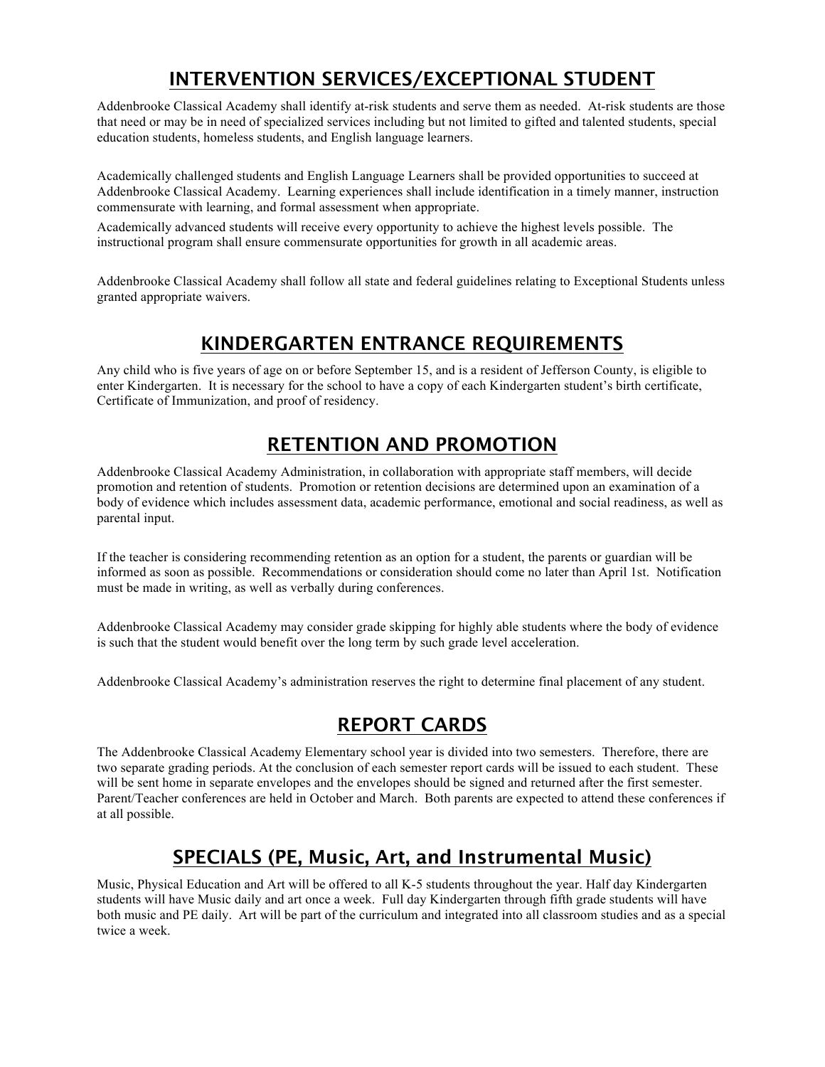## INTERVENTION SERVICES/EXCEPTIONAL STUDENT

Addenbrooke Classical Academy shall identify at-risk students and serve them as needed. At-risk students are those that need or may be in need of specialized services including but not limited to gifted and talented students, special education students, homeless students, and English language learners.

Academically challenged students and English Language Learners shall be provided opportunities to succeed at Addenbrooke Classical Academy. Learning experiences shall include identification in a timely manner, instruction commensurate with learning, and formal assessment when appropriate.

Academically advanced students will receive every opportunity to achieve the highest levels possible. The instructional program shall ensure commensurate opportunities for growth in all academic areas.

Addenbrooke Classical Academy shall follow all state and federal guidelines relating to Exceptional Students unless granted appropriate waivers.

## KINDERGARTEN ENTRANCE REQUIREMENTS

Any child who is five years of age on or before September 15, and is a resident of Jefferson County, is eligible to enter Kindergarten. It is necessary for the school to have a copy of each Kindergarten student's birth certificate, Certificate of Immunization, and proof of residency.

## RETENTION AND PROMOTION

Addenbrooke Classical Academy Administration, in collaboration with appropriate staff members, will decide promotion and retention of students. Promotion or retention decisions are determined upon an examination of a body of evidence which includes assessment data, academic performance, emotional and social readiness, as well as parental input.

If the teacher is considering recommending retention as an option for a student, the parents or guardian will be informed as soon as possible. Recommendations or consideration should come no later than April 1st. Notification must be made in writing, as well as verbally during conferences.

Addenbrooke Classical Academy may consider grade skipping for highly able students where the body of evidence is such that the student would benefit over the long term by such grade level acceleration.

Addenbrooke Classical Academy's administration reserves the right to determine final placement of any student.

## REPORT CARDS

The Addenbrooke Classical Academy Elementary school year is divided into two semesters. Therefore, there are two separate grading periods. At the conclusion of each semester report cards will be issued to each student. These will be sent home in separate envelopes and the envelopes should be signed and returned after the first semester. Parent/Teacher conferences are held in October and March. Both parents are expected to attend these conferences if at all possible.

## SPECIALS (PE, Music, Art, and Instrumental Music)

Music, Physical Education and Art will be offered to all K-5 students throughout the year. Half day Kindergarten students will have Music daily and art once a week. Full day Kindergarten through fifth grade students will have both music and PE daily. Art will be part of the curriculum and integrated into all classroom studies and as a special twice a week.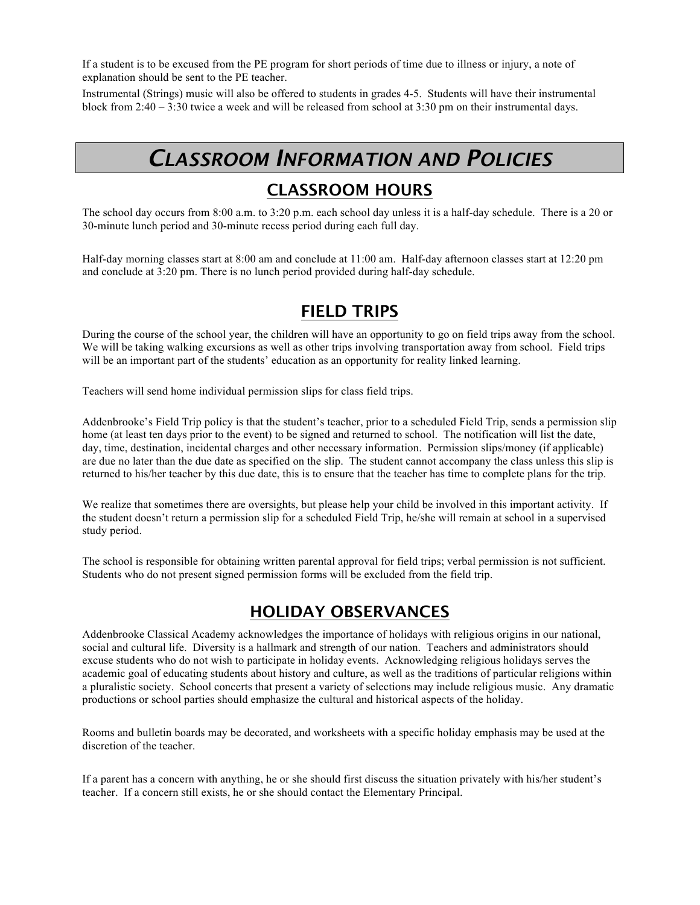If a student is to be excused from the PE program for short periods of time due to illness or injury, a note of explanation should be sent to the PE teacher.

Instrumental (Strings) music will also be offered to students in grades 4-5. Students will have their instrumental block from 2:40 – 3:30 twice a week and will be released from school at 3:30 pm on their instrumental days.

# CLASSROOM INFORMATION AND POLICIES

## CLASSROOM HOURS

The school day occurs from 8:00 a.m. to 3:20 p.m. each school day unless it is a half-day schedule. There is a 20 or 30-minute lunch period and 30-minute recess period during each full day.

Half-day morning classes start at 8:00 am and conclude at 11:00 am. Half-day afternoon classes start at 12:20 pm and conclude at 3:20 pm. There is no lunch period provided during half-day schedule.

## FIELD TRIPS

During the course of the school year, the children will have an opportunity to go on field trips away from the school. We will be taking walking excursions as well as other trips involving transportation away from school. Field trips will be an important part of the students' education as an opportunity for reality linked learning.

Teachers will send home individual permission slips for class field trips.

Addenbrooke's Field Trip policy is that the student's teacher, prior to a scheduled Field Trip, sends a permission slip home (at least ten days prior to the event) to be signed and returned to school. The notification will list the date, day, time, destination, incidental charges and other necessary information. Permission slips/money (if applicable) are due no later than the due date as specified on the slip. The student cannot accompany the class unless this slip is returned to his/her teacher by this due date, this is to ensure that the teacher has time to complete plans for the trip.

We realize that sometimes there are oversights, but please help your child be involved in this important activity. If the student doesn't return a permission slip for a scheduled Field Trip, he/she will remain at school in a supervised study period.

The school is responsible for obtaining written parental approval for field trips; verbal permission is not sufficient. Students who do not present signed permission forms will be excluded from the field trip.

## HOLIDAY OBSERVANCES

Addenbrooke Classical Academy acknowledges the importance of holidays with religious origins in our national, social and cultural life. Diversity is a hallmark and strength of our nation. Teachers and administrators should excuse students who do not wish to participate in holiday events. Acknowledging religious holidays serves the academic goal of educating students about history and culture, as well as the traditions of particular religions within a pluralistic society. School concerts that present a variety of selections may include religious music. Any dramatic productions or school parties should emphasize the cultural and historical aspects of the holiday.

Rooms and bulletin boards may be decorated, and worksheets with a specific holiday emphasis may be used at the discretion of the teacher.

If a parent has a concern with anything, he or she should first discuss the situation privately with his/her student's teacher. If a concern still exists, he or she should contact the Elementary Principal.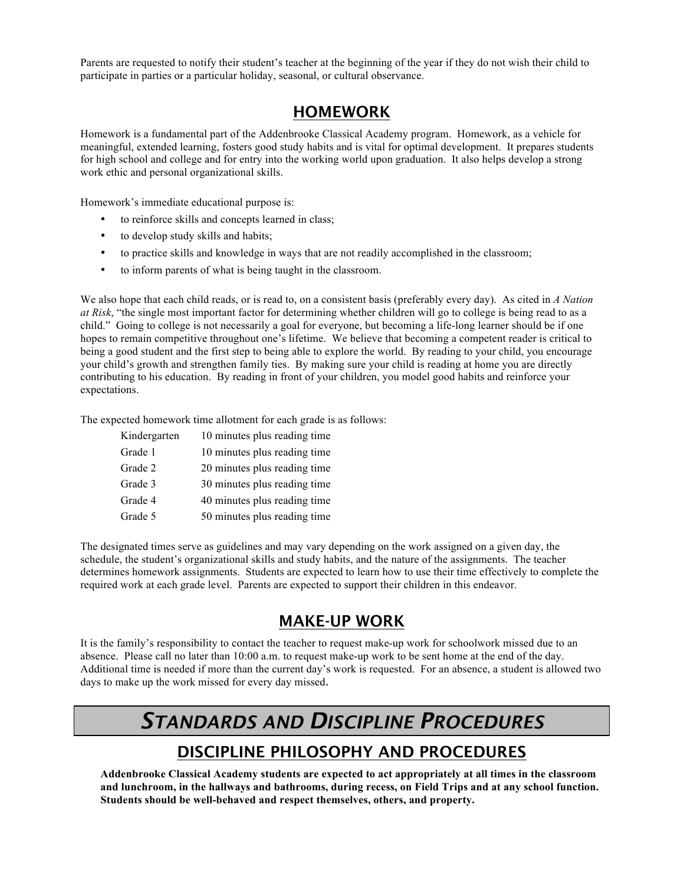Parents are requested to notify their student's teacher at the beginning of the year if they do not wish their child to participate in parties or a particular holiday, seasonal, or cultural observance.

## HOMEWORK

Homework is a fundamental part of the Addenbrooke Classical Academy program. Homework, as a vehicle for meaningful, extended learning, fosters good study habits and is vital for optimal development. It prepares students for high school and college and for entry into the working world upon graduation. It also helps develop a strong work ethic and personal organizational skills.

Homework's immediate educational purpose is:

- to reinforce skills and concepts learned in class;
- to develop study skills and habits;
- to practice skills and knowledge in ways that are not readily accomplished in the classroom;
- to inform parents of what is being taught in the classroom.

We also hope that each child reads, or is read to, on a consistent basis (preferably every day). As cited in *A Nation at Risk*, "the single most important factor for determining whether children will go to college is being read to as a child." Going to college is not necessarily a goal for everyone, but becoming a life-long learner should be if one hopes to remain competitive throughout one's lifetime. We believe that becoming a competent reader is critical to being a good student and the first step to being able to explore the world. By reading to your child, you encourage your child's growth and strengthen family ties. By making sure your child is reading at home you are directly contributing to his education. By reading in front of your children, you model good habits and reinforce your expectations.

The expected homework time allotment for each grade is as follows:

| Grade | Time |
|---|---|
| Kindergarten | 10 minutes plus reading time |
| Grade 1 | 10 minutes plus reading time |
| Grade 2 | 20 minutes plus reading time |
| Grade 3 | 30 minutes plus reading time |
| Grade 4 | 40 minutes plus reading time |
| Grade 5 | 50 minutes plus reading time |

The designated times serve as guidelines and may vary depending on the work assigned on a given day, the schedule, the student's organizational skills and study habits, and the nature of the assignments. The teacher determines homework assignments. Students are expected to learn how to use their time effectively to complete the required work at each grade level. Parents are expected to support their children in this endeavor.

## MAKE-UP WORK

It is the family's responsibility to contact the teacher to request make-up work for schoolwork missed due to an absence. Please call no later than 10:00 a.m. to request make-up work to be sent home at the end of the day. Additional time is needed if more than the current day's work is requested. For an absence, a student is allowed two days to make up the work missed for every day missed.

# *STANDARDS AND DISCIPLINE PROCEDURES*

## DISCIPLINE PHILOSOPHY AND PROCEDURES

**Addenbrooke Classical Academy students are expected to act appropriately at all times in the classroom and lunchroom, in the hallways and bathrooms, during recess, on Field Trips and at any school function. Students should be well-behaved and respect themselves, others, and property.**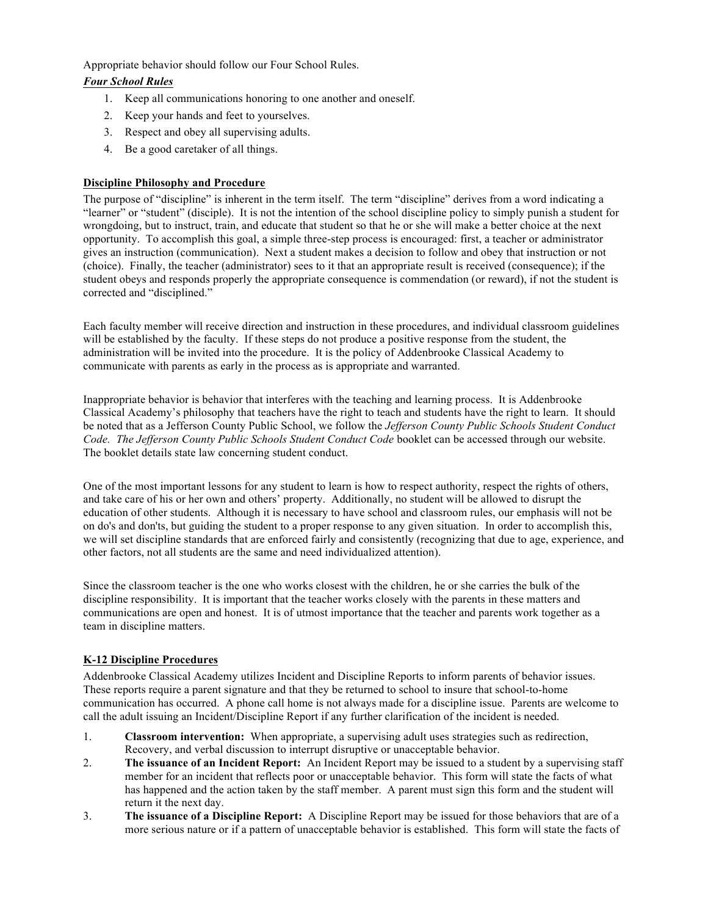Appropriate behavior should follow our Four School Rules.

***Four School Rules***

1. Keep all communications honoring to one another and oneself.
2. Keep your hands and feet to yourselves.
3. Respect and obey all supervising adults.
4. Be a good caretaker of all things.

**Discipline Philosophy and Procedure**

The purpose of "discipline" is inherent in the term itself. The term "discipline" derives from a word indicating a "learner" or "student" (disciple). It is not the intention of the school discipline policy to simply punish a student for wrongdoing, but to instruct, train, and educate that student so that he or she will make a better choice at the next opportunity. To accomplish this goal, a simple three-step process is encouraged: first, a teacher or administrator gives an instruction (communication). Next a student makes a decision to follow and obey that instruction or not (choice). Finally, the teacher (administrator) sees to it that an appropriate result is received (consequence); if the student obeys and responds properly the appropriate consequence is commendation (or reward), if not the student is corrected and "disciplined."

Each faculty member will receive direction and instruction in these procedures, and individual classroom guidelines will be established by the faculty. If these steps do not produce a positive response from the student, the administration will be invited into the procedure. It is the policy of Addenbrooke Classical Academy to communicate with parents as early in the process as is appropriate and warranted.

Inappropriate behavior is behavior that interferes with the teaching and learning process. It is Addenbrooke Classical Academy's philosophy that teachers have the right to teach and students have the right to learn. It should be noted that as a Jefferson County Public School, we follow the *Jefferson County Public Schools Student Conduct Code. The Jefferson County Public Schools Student Conduct Code* booklet can be accessed through our website. The booklet details state law concerning student conduct.

One of the most important lessons for any student to learn is how to respect authority, respect the rights of others, and take care of his or her own and others' property. Additionally, no student will be allowed to disrupt the education of other students. Although it is necessary to have school and classroom rules, our emphasis will not be on do's and don'ts, but guiding the student to a proper response to any given situation. In order to accomplish this, we will set discipline standards that are enforced fairly and consistently (recognizing that due to age, experience, and other factors, not all students are the same and need individualized attention).

Since the classroom teacher is the one who works closest with the children, he or she carries the bulk of the discipline responsibility. It is important that the teacher works closely with the parents in these matters and communications are open and honest. It is of utmost importance that the teacher and parents work together as a team in discipline matters.

**K-12 Discipline Procedures**

Addenbrooke Classical Academy utilizes Incident and Discipline Reports to inform parents of behavior issues. These reports require a parent signature and that they be returned to school to insure that school-to-home communication has occurred. A phone call home is not always made for a discipline issue. Parents are welcome to call the adult issuing an Incident/Discipline Report if any further clarification of the incident is needed.

1. **Classroom intervention:** When appropriate, a supervising adult uses strategies such as redirection, Recovery, and verbal discussion to interrupt disruptive or unacceptable behavior.
2. **The issuance of an Incident Report:** An Incident Report may be issued to a student by a supervising staff member for an incident that reflects poor or unacceptable behavior. This form will state the facts of what has happened and the action taken by the staff member. A parent must sign this form and the student will return it the next day.
3. **The issuance of a Discipline Report:** A Discipline Report may be issued for those behaviors that are of a more serious nature or if a pattern of unacceptable behavior is established. This form will state the facts of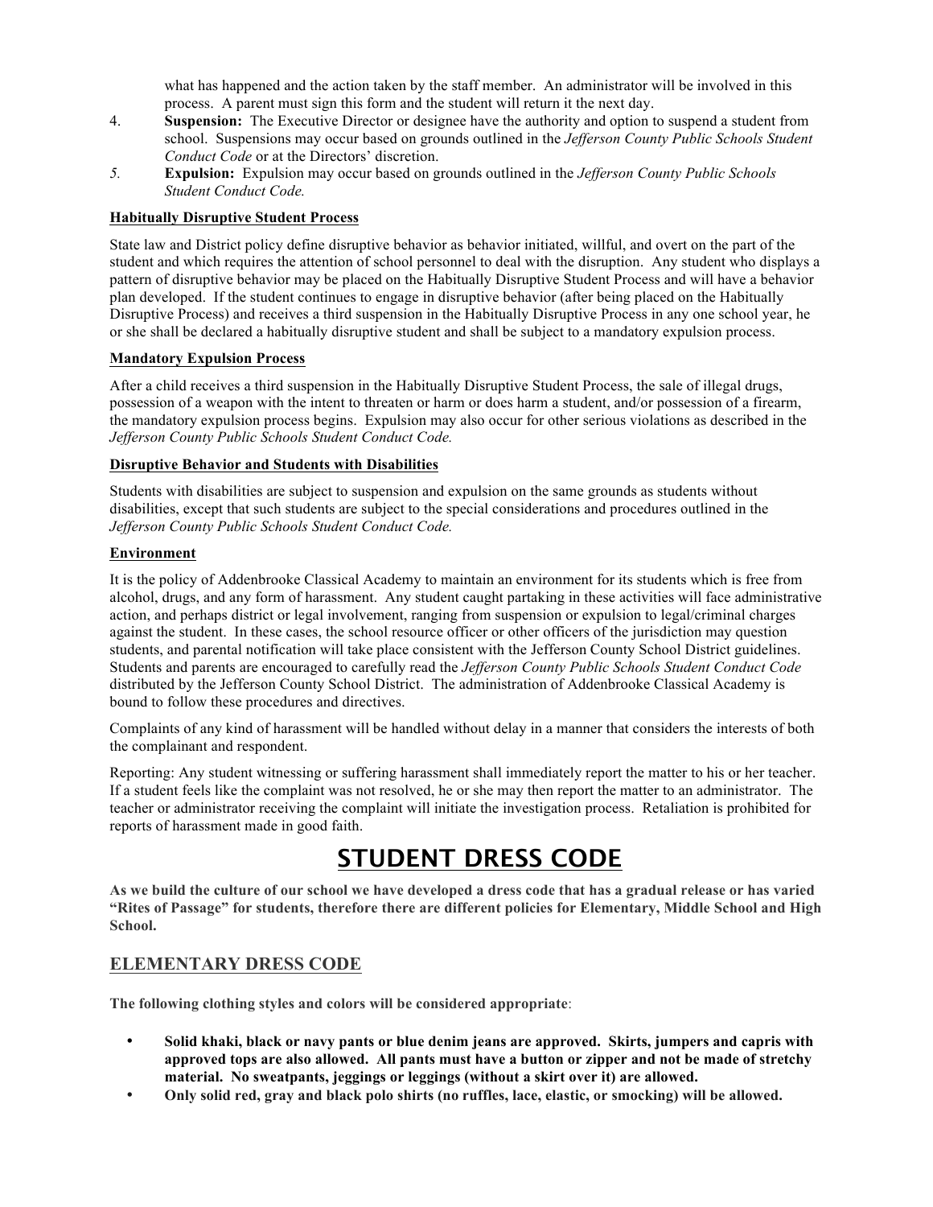what has happened and the action taken by the staff member. An administrator will be involved in this process. A parent must sign this form and the student will return it the next day.

4. **Suspension:** The Executive Director or designee have the authority and option to suspend a student from school. Suspensions may occur based on grounds outlined in the *Jefferson County Public Schools Student Conduct Code* or at the Directors' discretion.
5. **Expulsion:** Expulsion may occur based on grounds outlined in the *Jefferson County Public Schools Student Conduct Code.*

**Habitually Disruptive Student Process**

State law and District policy define disruptive behavior as behavior initiated, willful, and overt on the part of the student and which requires the attention of school personnel to deal with the disruption. Any student who displays a pattern of disruptive behavior may be placed on the Habitually Disruptive Student Process and will have a behavior plan developed. If the student continues to engage in disruptive behavior (after being placed on the Habitually Disruptive Process) and receives a third suspension in the Habitually Disruptive Process in any one school year, he or she shall be declared a habitually disruptive student and shall be subject to a mandatory expulsion process.

**Mandatory Expulsion Process**

After a child receives a third suspension in the Habitually Disruptive Student Process, the sale of illegal drugs, possession of a weapon with the intent to threaten or harm or does harm a student, and/or possession of a firearm, the mandatory expulsion process begins. Expulsion may also occur for other serious violations as described in the *Jefferson County Public Schools Student Conduct Code.*

**Disruptive Behavior and Students with Disabilities**

Students with disabilities are subject to suspension and expulsion on the same grounds as students without disabilities, except that such students are subject to the special considerations and procedures outlined in the *Jefferson County Public Schools Student Conduct Code.*

**Environment**

It is the policy of Addenbrooke Classical Academy to maintain an environment for its students which is free from alcohol, drugs, and any form of harassment. Any student caught partaking in these activities will face administrative action, and perhaps district or legal involvement, ranging from suspension or expulsion to legal/criminal charges against the student. In these cases, the school resource officer or other officers of the jurisdiction may question students, and parental notification will take place consistent with the Jefferson County School District guidelines. Students and parents are encouraged to carefully read the *Jefferson County Public Schools Student Conduct Code* distributed by the Jefferson County School District. The administration of Addenbrooke Classical Academy is bound to follow these procedures and directives.

Complaints of any kind of harassment will be handled without delay in a manner that considers the interests of both the complainant and respondent.

Reporting: Any student witnessing or suffering harassment shall immediately report the matter to his or her teacher. If a student feels like the complaint was not resolved, he or she may then report the matter to an administrator. The teacher or administrator receiving the complaint will initiate the investigation process. Retaliation is prohibited for reports of harassment made in good faith.

# STUDENT DRESS CODE

**As we build the culture of our school we have developed a dress code that has a gradual release or has varied "Rites of Passage" for students, therefore there are different policies for Elementary, Middle School and High School.**

## ELEMENTARY DRESS CODE

**The following clothing styles and colors will be considered appropriate**:

- **Solid khaki, black or navy pants or blue denim jeans are approved. Skirts, jumpers and capris with approved tops are also allowed. All pants must have a button or zipper and not be made of stretchy material. No sweatpants, jeggings or leggings (without a skirt over it) are allowed.**
- **Only solid red, gray and black polo shirts (no ruffles, lace, elastic, or smocking) will be allowed.**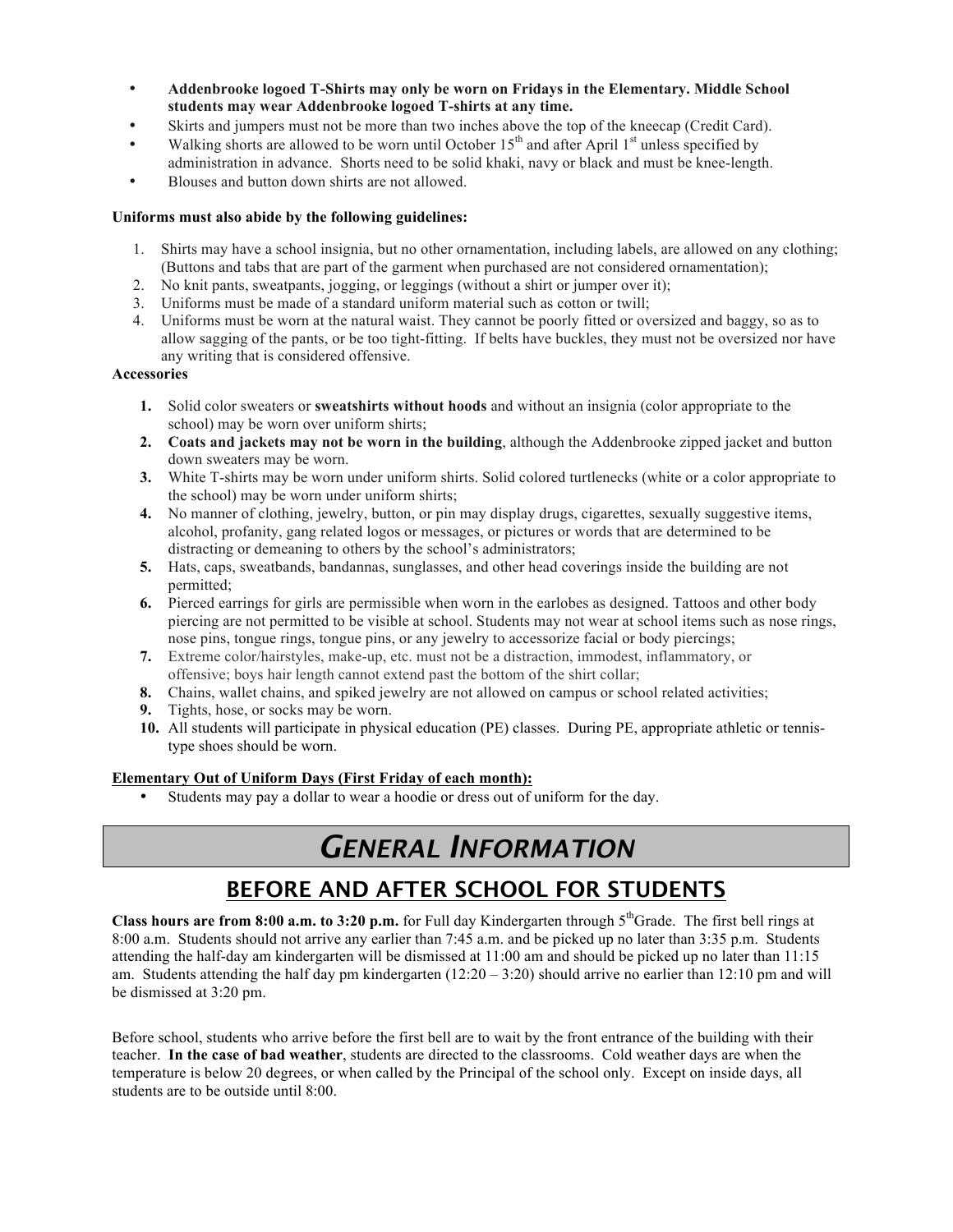- **Addenbrooke logoed T-Shirts may only be worn on Fridays in the Elementary. Middle School students may wear Addenbrooke logoed T-shirts at any time.**
- Skirts and jumpers must not be more than two inches above the top of the kneecap (Credit Card).
- Walking shorts are allowed to be worn until October 15th and after April 1st unless specified by administration in advance. Shorts need to be solid khaki, navy or black and must be knee-length.
- Blouses and button down shirts are not allowed.

**Uniforms must also abide by the following guidelines:**

1. Shirts may have a school insignia, but no other ornamentation, including labels, are allowed on any clothing; (Buttons and tabs that are part of the garment when purchased are not considered ornamentation);
2. No knit pants, sweatpants, jogging, or leggings (without a shirt or jumper over it);
3. Uniforms must be made of a standard uniform material such as cotton or twill;
4. Uniforms must be worn at the natural waist. They cannot be poorly fitted or oversized and baggy, so as to allow sagging of the pants, or be too tight-fitting. If belts have buckles, they must not be oversized nor have any writing that is considered offensive.

**Accessories**

1. Solid color sweaters or **sweatshirts without hoods** and without an insignia (color appropriate to the school) may be worn over uniform shirts;
2. **Coats and jackets may not be worn in the building**, although the Addenbrooke zipped jacket and button down sweaters may be worn.
3. White T-shirts may be worn under uniform shirts. Solid colored turtlenecks (white or a color appropriate to the school) may be worn under uniform shirts;
4. No manner of clothing, jewelry, button, or pin may display drugs, cigarettes, sexually suggestive items, alcohol, profanity, gang related logos or messages, or pictures or words that are determined to be distracting or demeaning to others by the school's administrators;
5. Hats, caps, sweatbands, bandannas, sunglasses, and other head coverings inside the building are not permitted;
6. Pierced earrings for girls are permissible when worn in the earlobes as designed. Tattoos and other body piercing are not permitted to be visible at school. Students may not wear at school items such as nose rings, nose pins, tongue rings, tongue pins, or any jewelry to accessorize facial or body piercings;
7. Extreme color/hairstyles, make-up, etc. must not be a distraction, immodest, inflammatory, or offensive; boys hair length cannot extend past the bottom of the shirt collar;
8. Chains, wallet chains, and spiked jewelry are not allowed on campus or school related activities;
9. Tights, hose, or socks may be worn.
10. All students will participate in physical education (PE) classes. During PE, appropriate athletic or tennis-type shoes should be worn.

**Elementary Out of Uniform Days (First Friday of each month):**

- Students may pay a dollar to wear a hoodie or dress out of uniform for the day.

# *GENERAL INFORMATION*

## BEFORE AND AFTER SCHOOL FOR STUDENTS

**Class hours are from 8:00 a.m. to 3:20 p.m.** for Full day Kindergarten through 5th Grade. The first bell rings at 8:00 a.m. Students should not arrive any earlier than 7:45 a.m. and be picked up no later than 3:35 p.m. Students attending the half-day am kindergarten will be dismissed at 11:00 am and should be picked up no later than 11:15 am. Students attending the half day pm kindergarten (12:20 – 3:20) should arrive no earlier than 12:10 pm and will be dismissed at 3:20 pm.

Before school, students who arrive before the first bell are to wait by the front entrance of the building with their teacher. **In the case of bad weather**, students are directed to the classrooms. Cold weather days are when the temperature is below 20 degrees, or when called by the Principal of the school only. Except on inside days, all students are to be outside until 8:00.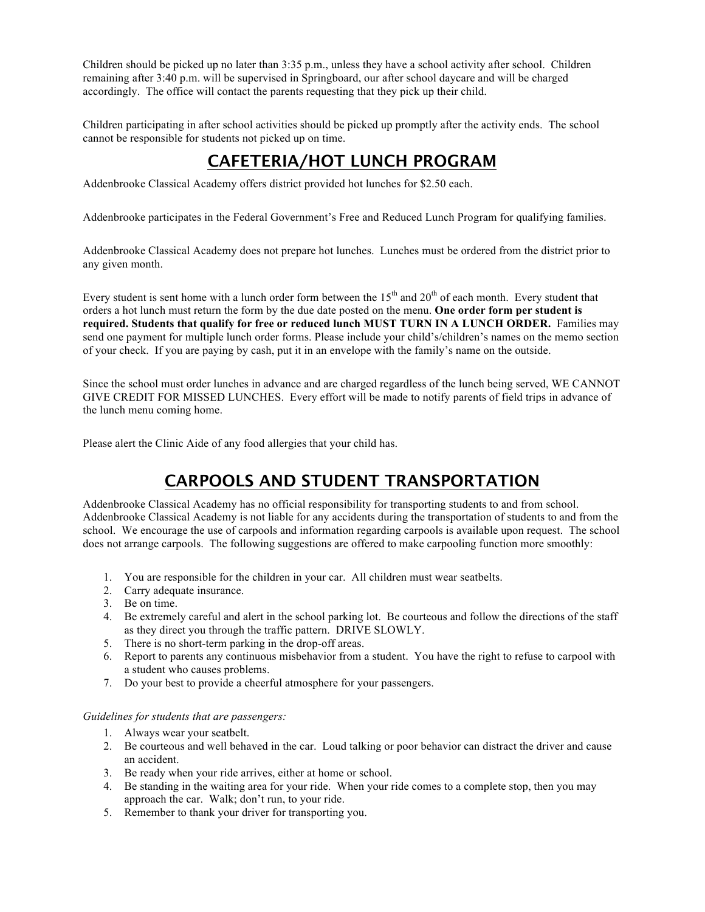Children should be picked up no later than 3:35 p.m., unless they have a school activity after school. Children remaining after 3:40 p.m. will be supervised in Springboard, our after school daycare and will be charged accordingly. The office will contact the parents requesting that they pick up their child.

Children participating in after school activities should be picked up promptly after the activity ends. The school cannot be responsible for students not picked up on time.

## CAFETERIA/HOT LUNCH PROGRAM

Addenbrooke Classical Academy offers district provided hot lunches for $2.50 each.

Addenbrooke participates in the Federal Government's Free and Reduced Lunch Program for qualifying families.

Addenbrooke Classical Academy does not prepare hot lunches. Lunches must be ordered from the district prior to any given month.

Every student is sent home with a lunch order form between the 15th and 20th of each month. Every student that orders a hot lunch must return the form by the due date posted on the menu. **One order form per student is required. Students that qualify for free or reduced lunch MUST TURN IN A LUNCH ORDER.** Families may send one payment for multiple lunch order forms. Please include your child's/children's names on the memo section of your check. If you are paying by cash, put it in an envelope with the family's name on the outside.

Since the school must order lunches in advance and are charged regardless of the lunch being served, WE CANNOT GIVE CREDIT FOR MISSED LUNCHES. Every effort will be made to notify parents of field trips in advance of the lunch menu coming home.

Please alert the Clinic Aide of any food allergies that your child has.

## CARPOOLS AND STUDENT TRANSPORTATION

Addenbrooke Classical Academy has no official responsibility for transporting students to and from school. Addenbrooke Classical Academy is not liable for any accidents during the transportation of students to and from the school. We encourage the use of carpools and information regarding carpools is available upon request. The school does not arrange carpools. The following suggestions are offered to make carpooling function more smoothly:

1. You are responsible for the children in your car. All children must wear seatbelts.
2. Carry adequate insurance.
3. Be on time.
4. Be extremely careful and alert in the school parking lot. Be courteous and follow the directions of the staff as they direct you through the traffic pattern. DRIVE SLOWLY.
5. There is no short-term parking in the drop-off areas.
6. Report to parents any continuous misbehavior from a student. You have the right to refuse to carpool with a student who causes problems.
7. Do your best to provide a cheerful atmosphere for your passengers.

*Guidelines for students that are passengers:*

1. Always wear your seatbelt.
2. Be courteous and well behaved in the car. Loud talking or poor behavior can distract the driver and cause an accident.
3. Be ready when your ride arrives, either at home or school.
4. Be standing in the waiting area for your ride. When your ride comes to a complete stop, then you may approach the car. Walk; don't run, to your ride.
5. Remember to thank your driver for transporting you.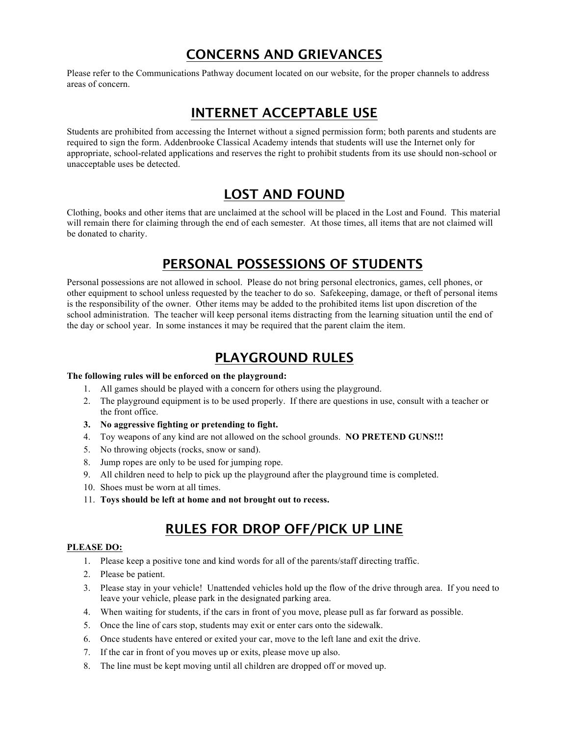## CONCERNS AND GRIEVANCES

Please refer to the Communications Pathway document located on our website, for the proper channels to address areas of concern.

## INTERNET ACCEPTABLE USE

Students are prohibited from accessing the Internet without a signed permission form; both parents and students are required to sign the form. Addenbrooke Classical Academy intends that students will use the Internet only for appropriate, school-related applications and reserves the right to prohibit students from its use should non-school or unacceptable uses be detected.

## LOST AND FOUND

Clothing, books and other items that are unclaimed at the school will be placed in the Lost and Found. This material will remain there for claiming through the end of each semester. At those times, all items that are not claimed will be donated to charity.

## PERSONAL POSSESSIONS OF STUDENTS

Personal possessions are not allowed in school. Please do not bring personal electronics, games, cell phones, or other equipment to school unless requested by the teacher to do so. Safekeeping, damage, or theft of personal items is the responsibility of the owner. Other items may be added to the prohibited items list upon discretion of the school administration. The teacher will keep personal items distracting from the learning situation until the end of the day or school year. In some instances it may be required that the parent claim the item.

## PLAYGROUND RULES

**The following rules will be enforced on the playground:**

1. All games should be played with a concern for others using the playground.
2. The playground equipment is to be used properly. If there are questions in use, consult with a teacher or the front office.
3. **No aggressive fighting or pretending to fight.**
4. Toy weapons of any kind are not allowed on the school grounds. **NO PRETEND GUNS!!!**
5. No throwing objects (rocks, snow or sand).
8. Jump ropes are only to be used for jumping rope.
9. All children need to help to pick up the playground after the playground time is completed.
10. Shoes must be worn at all times.
11. **Toys should be left at home and not brought out to recess.**

## RULES FOR DROP OFF/PICK UP LINE

**PLEASE DO:**

1. Please keep a positive tone and kind words for all of the parents/staff directing traffic.
2. Please be patient.
3. Please stay in your vehicle! Unattended vehicles hold up the flow of the drive through area. If you need to leave your vehicle, please park in the designated parking area.
4. When waiting for students, if the cars in front of you move, please pull as far forward as possible.
5. Once the line of cars stop, students may exit or enter cars onto the sidewalk.
6. Once students have entered or exited your car, move to the left lane and exit the drive.
7. If the car in front of you moves up or exits, please move up also.
8. The line must be kept moving until all children are dropped off or moved up.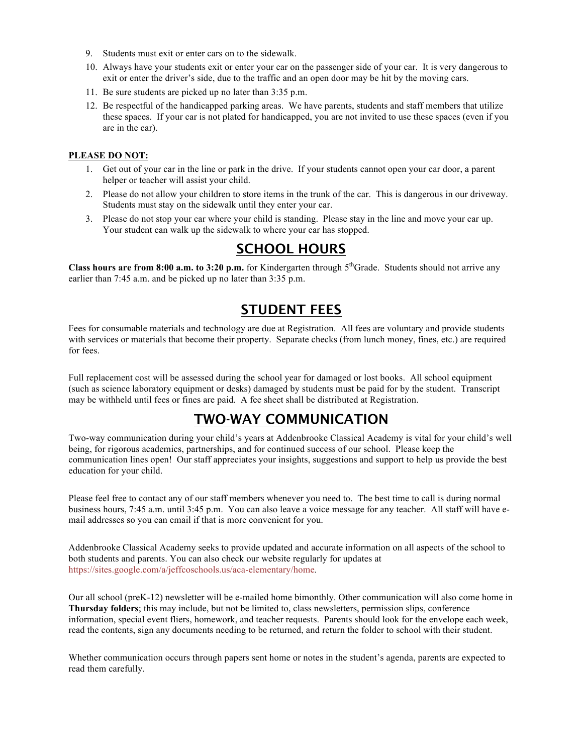9. Students must exit or enter cars on to the sidewalk.
10. Always have your students exit or enter your car on the passenger side of your car. It is very dangerous to exit or enter the driver's side, due to the traffic and an open door may be hit by the moving cars.
11. Be sure students are picked up no later than 3:35 p.m.
12. Be respectful of the handicapped parking areas. We have parents, students and staff members that utilize these spaces. If your car is not plated for handicapped, you are not invited to use these spaces (even if you are in the car).

**PLEASE DO NOT:**

1. Get out of your car in the line or park in the drive. If your students cannot open your car door, a parent helper or teacher will assist your child.
2. Please do not allow your children to store items in the trunk of the car. This is dangerous in our driveway. Students must stay on the sidewalk until they enter your car.
3. Please do not stop your car where your child is standing. Please stay in the line and move your car up. Your student can walk up the sidewalk to where your car has stopped.

## SCHOOL HOURS

**Class hours are from 8:00 a.m. to 3:20 p.m.** for Kindergarten through 5thGrade. Students should not arrive any earlier than 7:45 a.m. and be picked up no later than 3:35 p.m.

## STUDENT FEES

Fees for consumable materials and technology are due at Registration. All fees are voluntary and provide students with services or materials that become their property. Separate checks (from lunch money, fines, etc.) are required for fees.

Full replacement cost will be assessed during the school year for damaged or lost books. All school equipment (such as science laboratory equipment or desks) damaged by students must be paid for by the student. Transcript may be withheld until fees or fines are paid. A fee sheet shall be distributed at Registration.

## TWO-WAY COMMUNICATION

Two-way communication during your child's years at Addenbrooke Classical Academy is vital for your child's well being, for rigorous academics, partnerships, and for continued success of our school. Please keep the communication lines open! Our staff appreciates your insights, suggestions and support to help us provide the best education for your child.

Please feel free to contact any of our staff members whenever you need to. The best time to call is during normal business hours, 7:45 a.m. until 3:45 p.m. You can also leave a voice message for any teacher. All staff will have e-mail addresses so you can email if that is more convenient for you.

Addenbrooke Classical Academy seeks to provide updated and accurate information on all aspects of the school to both students and parents. You can also check our website regularly for updates at https://sites.google.com/a/jeffcoschools.us/aca-elementary/home.

Our all school (preK-12) newsletter will be e-mailed home bimonthly. Other communication will also come home in **Thursday folders**; this may include, but not be limited to, class newsletters, permission slips, conference information, special event fliers, homework, and teacher requests. Parents should look for the envelope each week, read the contents, sign any documents needing to be returned, and return the folder to school with their student.

Whether communication occurs through papers sent home or notes in the student's agenda, parents are expected to read them carefully.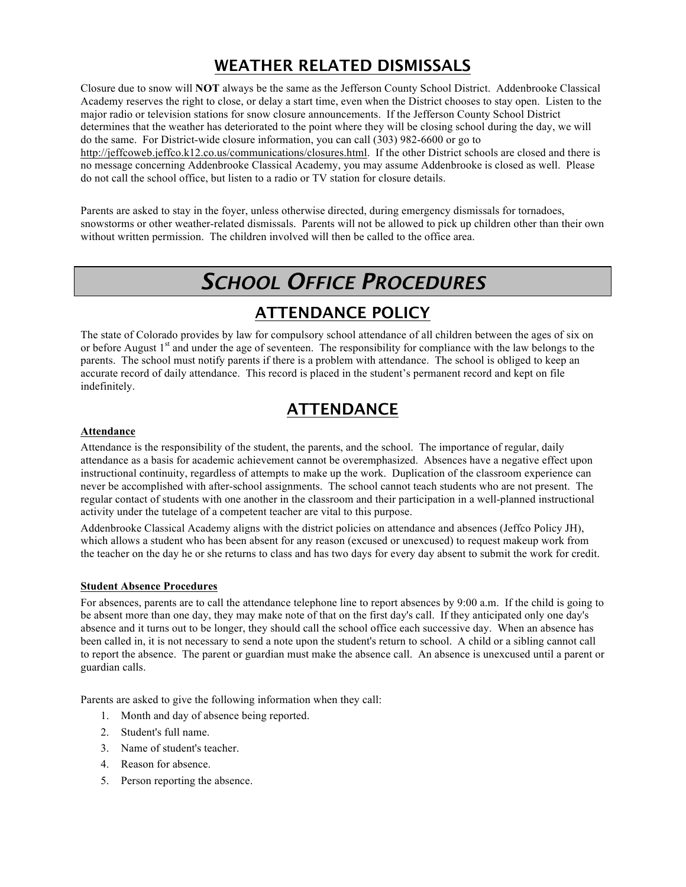## WEATHER RELATED DISMISSALS

Closure due to snow will **NOT** always be the same as the Jefferson County School District. Addenbrooke Classical Academy reserves the right to close, or delay a start time, even when the District chooses to stay open. Listen to the major radio or television stations for snow closure announcements. If the Jefferson County School District determines that the weather has deteriorated to the point where they will be closing school during the day, we will do the same. For District-wide closure information, you can call (303) 982-6600 or go to http://jeffcoweb.jeffco.k12.co.us/communications/closures.html. If the other District schools are closed and there is no message concerning Addenbrooke Classical Academy, you may assume Addenbrooke is closed as well. Please do not call the school office, but listen to a radio or TV station for closure details.

Parents are asked to stay in the foyer, unless otherwise directed, during emergency dismissals for tornadoes, snowstorms or other weather-related dismissals. Parents will not be allowed to pick up children other than their own without written permission. The children involved will then be called to the office area.

# *SCHOOL OFFICE PROCEDURES*

## ATTENDANCE POLICY

The state of Colorado provides by law for compulsory school attendance of all children between the ages of six on or before August 1st and under the age of seventeen. The responsibility for compliance with the law belongs to the parents. The school must notify parents if there is a problem with attendance. The school is obliged to keep an accurate record of daily attendance. This record is placed in the student's permanent record and kept on file indefinitely.

## ATTENDANCE

### Attendance

Attendance is the responsibility of the student, the parents, and the school. The importance of regular, daily attendance as a basis for academic achievement cannot be overemphasized. Absences have a negative effect upon instructional continuity, regardless of attempts to make up the work. Duplication of the classroom experience can never be accomplished with after-school assignments. The school cannot teach students who are not present. The regular contact of students with one another in the classroom and their participation in a well-planned instructional activity under the tutelage of a competent teacher are vital to this purpose.

Addenbrooke Classical Academy aligns with the district policies on attendance and absences (Jeffco Policy JH), which allows a student who has been absent for any reason (excused or unexcused) to request makeup work from the teacher on the day he or she returns to class and has two days for every day absent to submit the work for credit.

### Student Absence Procedures

For absences, parents are to call the attendance telephone line to report absences by 9:00 a.m. If the child is going to be absent more than one day, they may make note of that on the first day's call. If they anticipated only one day's absence and it turns out to be longer, they should call the school office each successive day. When an absence has been called in, it is not necessary to send a note upon the student's return to school. A child or a sibling cannot call to report the absence. The parent or guardian must make the absence call. An absence is unexcused until a parent or guardian calls.

Parents are asked to give the following information when they call:

1. Month and day of absence being reported.
2. Student's full name.
3. Name of student's teacher.
4. Reason for absence.
5. Person reporting the absence.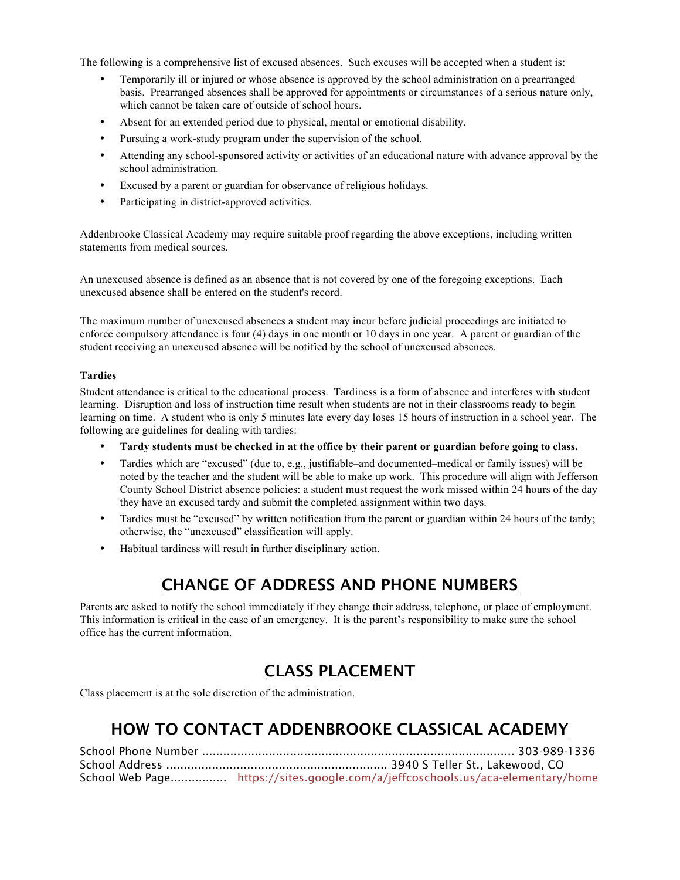The following is a comprehensive list of excused absences. Such excuses will be accepted when a student is:

- Temporarily ill or injured or whose absence is approved by the school administration on a prearranged basis. Prearranged absences shall be approved for appointments or circumstances of a serious nature only, which cannot be taken care of outside of school hours.
- Absent for an extended period due to physical, mental or emotional disability.
- Pursuing a work-study program under the supervision of the school.
- Attending any school-sponsored activity or activities of an educational nature with advance approval by the school administration.
- Excused by a parent or guardian for observance of religious holidays.
- Participating in district-approved activities.

Addenbrooke Classical Academy may require suitable proof regarding the above exceptions, including written statements from medical sources.

An unexcused absence is defined as an absence that is not covered by one of the foregoing exceptions. Each unexcused absence shall be entered on the student's record.

The maximum number of unexcused absences a student may incur before judicial proceedings are initiated to enforce compulsory attendance is four (4) days in one month or 10 days in one year. A parent or guardian of the student receiving an unexcused absence will be notified by the school of unexcused absences.

**Tardies**

Student attendance is critical to the educational process. Tardiness is a form of absence and interferes with student learning. Disruption and loss of instruction time result when students are not in their classrooms ready to begin learning on time. A student who is only 5 minutes late every day loses 15 hours of instruction in a school year. The following are guidelines for dealing with tardies:

- **Tardy students must be checked in at the office by their parent or guardian before going to class.**
- Tardies which are "excused" (due to, e.g., justifiable–and documented–medical or family issues) will be noted by the teacher and the student will be able to make up work. This procedure will align with Jefferson County School District absence policies: a student must request the work missed within 24 hours of the day they have an excused tardy and submit the completed assignment within two days.
- Tardies must be "excused" by written notification from the parent or guardian within 24 hours of the tardy; otherwise, the "unexcused" classification will apply.
- Habitual tardiness will result in further disciplinary action.

## CHANGE OF ADDRESS AND PHONE NUMBERS

Parents are asked to notify the school immediately if they change their address, telephone, or place of employment. This information is critical in the case of an emergency. It is the parent's responsibility to make sure the school office has the current information.

## CLASS PLACEMENT

Class placement is at the sole discretion of the administration.

## HOW TO CONTACT ADDENBROOKE CLASSICAL ACADEMY

School Phone Number ........................................................................................ 303-989-1336
School Address .............................................................. 3940 S Teller St., Lakewood, CO
School Web Page................ https://sites.google.com/a/jeffcoschools.us/aca-elementary/home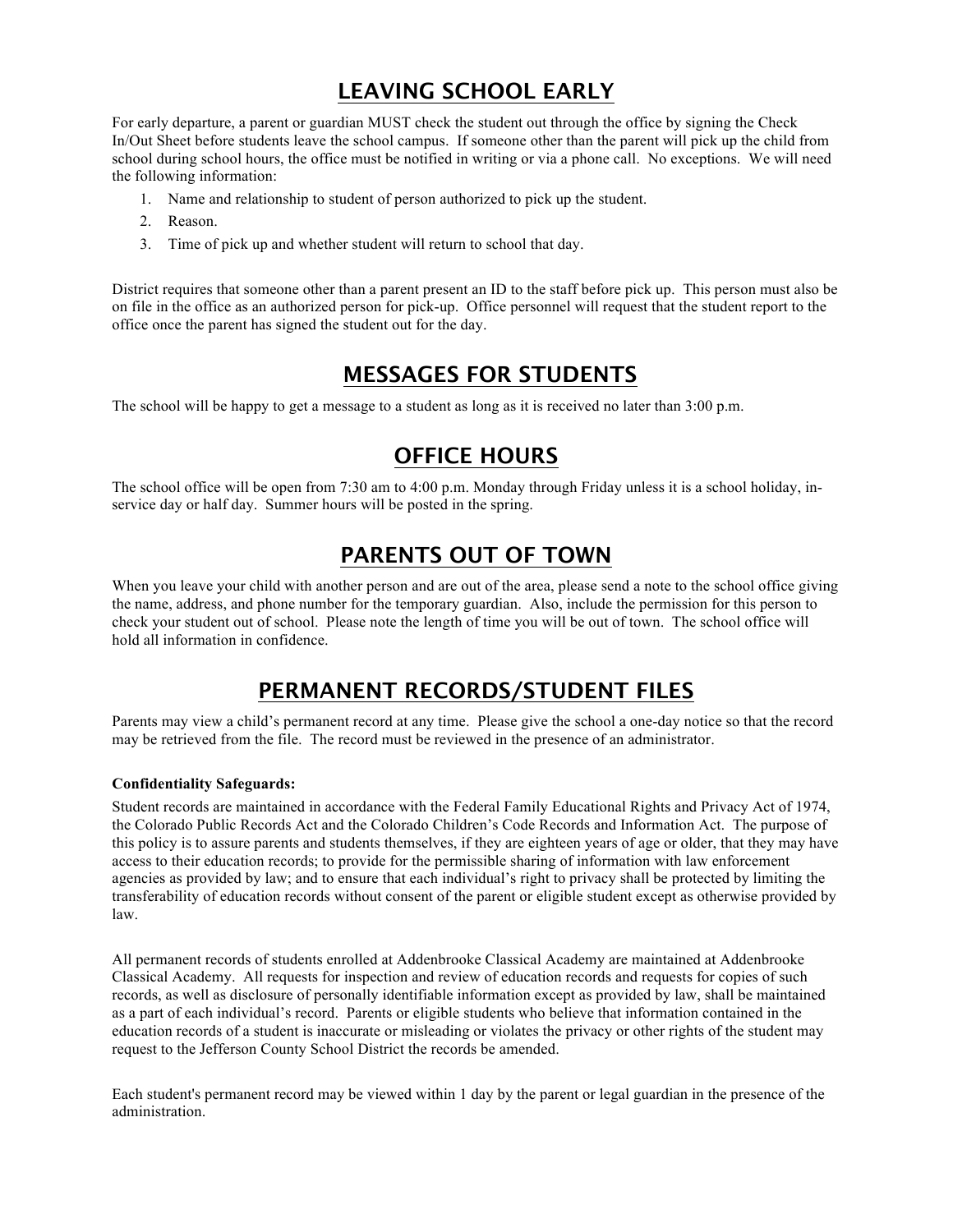## LEAVING SCHOOL EARLY

For early departure, a parent or guardian MUST check the student out through the office by signing the Check In/Out Sheet before students leave the school campus. If someone other than the parent will pick up the child from school during school hours, the office must be notified in writing or via a phone call. No exceptions. We will need the following information:

1. Name and relationship to student of person authorized to pick up the student.
2. Reason.
3. Time of pick up and whether student will return to school that day.

District requires that someone other than a parent present an ID to the staff before pick up. This person must also be on file in the office as an authorized person for pick-up. Office personnel will request that the student report to the office once the parent has signed the student out for the day.

## MESSAGES FOR STUDENTS

The school will be happy to get a message to a student as long as it is received no later than 3:00 p.m.

## OFFICE HOURS

The school office will be open from 7:30 am to 4:00 p.m. Monday through Friday unless it is a school holiday, in-service day or half day. Summer hours will be posted in the spring.

## PARENTS OUT OF TOWN

When you leave your child with another person and are out of the area, please send a note to the school office giving the name, address, and phone number for the temporary guardian. Also, include the permission for this person to check your student out of school. Please note the length of time you will be out of town. The school office will hold all information in confidence.

## PERMANENT RECORDS/STUDENT FILES

Parents may view a child's permanent record at any time. Please give the school a one-day notice so that the record may be retrieved from the file. The record must be reviewed in the presence of an administrator.

**Confidentiality Safeguards:**

Student records are maintained in accordance with the Federal Family Educational Rights and Privacy Act of 1974, the Colorado Public Records Act and the Colorado Children's Code Records and Information Act. The purpose of this policy is to assure parents and students themselves, if they are eighteen years of age or older, that they may have access to their education records; to provide for the permissible sharing of information with law enforcement agencies as provided by law; and to ensure that each individual's right to privacy shall be protected by limiting the transferability of education records without consent of the parent or eligible student except as otherwise provided by law.

All permanent records of students enrolled at Addenbrooke Classical Academy are maintained at Addenbrooke Classical Academy. All requests for inspection and review of education records and requests for copies of such records, as well as disclosure of personally identifiable information except as provided by law, shall be maintained as a part of each individual's record. Parents or eligible students who believe that information contained in the education records of a student is inaccurate or misleading or violates the privacy or other rights of the student may request to the Jefferson County School District the records be amended.

Each student's permanent record may be viewed within 1 day by the parent or legal guardian in the presence of the administration.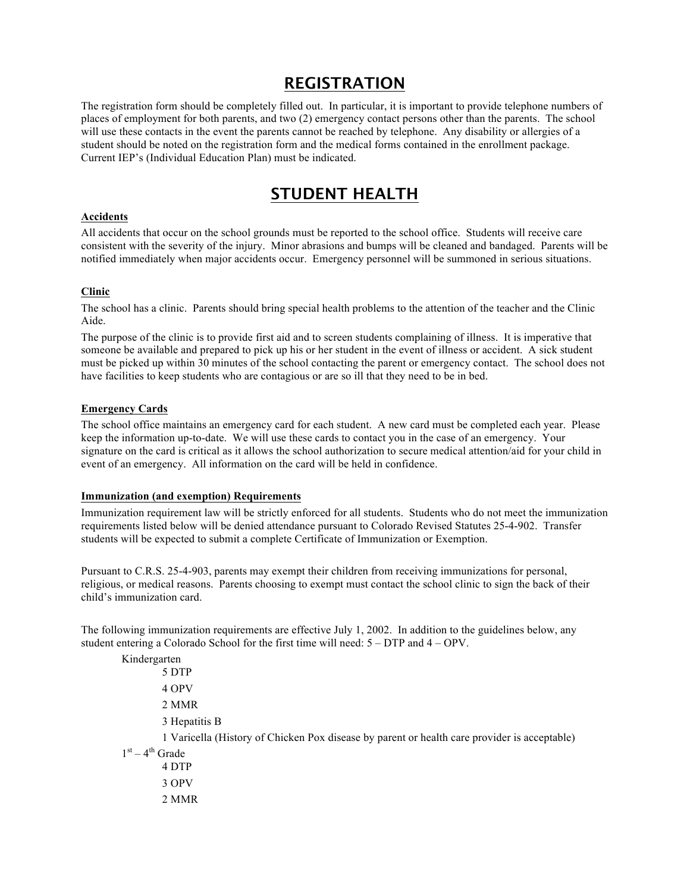# REGISTRATION

The registration form should be completely filled out. In particular, it is important to provide telephone numbers of places of employment for both parents, and two (2) emergency contact persons other than the parents. The school will use these contacts in the event the parents cannot be reached by telephone. Any disability or allergies of a student should be noted on the registration form and the medical forms contained in the enrollment package. Current IEP's (Individual Education Plan) must be indicated.

# STUDENT HEALTH

**Accidents**

All accidents that occur on the school grounds must be reported to the school office. Students will receive care consistent with the severity of the injury. Minor abrasions and bumps will be cleaned and bandaged. Parents will be notified immediately when major accidents occur. Emergency personnel will be summoned in serious situations.

**Clinic**

The school has a clinic. Parents should bring special health problems to the attention of the teacher and the Clinic Aide.

The purpose of the clinic is to provide first aid and to screen students complaining of illness. It is imperative that someone be available and prepared to pick up his or her student in the event of illness or accident. A sick student must be picked up within 30 minutes of the school contacting the parent or emergency contact. The school does not have facilities to keep students who are contagious or are so ill that they need to be in bed.

**Emergency Cards**

The school office maintains an emergency card for each student. A new card must be completed each year. Please keep the information up-to-date. We will use these cards to contact you in the case of an emergency. Your signature on the card is critical as it allows the school authorization to secure medical attention/aid for your child in event of an emergency. All information on the card will be held in confidence.

**Immunization (and exemption) Requirements**

Immunization requirement law will be strictly enforced for all students. Students who do not meet the immunization requirements listed below will be denied attendance pursuant to Colorado Revised Statutes 25-4-902. Transfer students will be expected to submit a complete Certificate of Immunization or Exemption.

Pursuant to C.R.S. 25-4-903, parents may exempt their children from receiving immunizations for personal, religious, or medical reasons. Parents choosing to exempt must contact the school clinic to sign the back of their child's immunization card.

The following immunization requirements are effective July 1, 2002. In addition to the guidelines below, any student entering a Colorado School for the first time will need: 5 – DTP and 4 – OPV.

Kindergarten

- 5 DTP
- 4 OPV
- 2 MMR
- 3 Hepatitis B
- 1 Varicella (History of Chicken Pox disease by parent or health care provider is acceptable)

1st – 4th Grade

- 4 DTP
- 3 OPV
- 2 MMR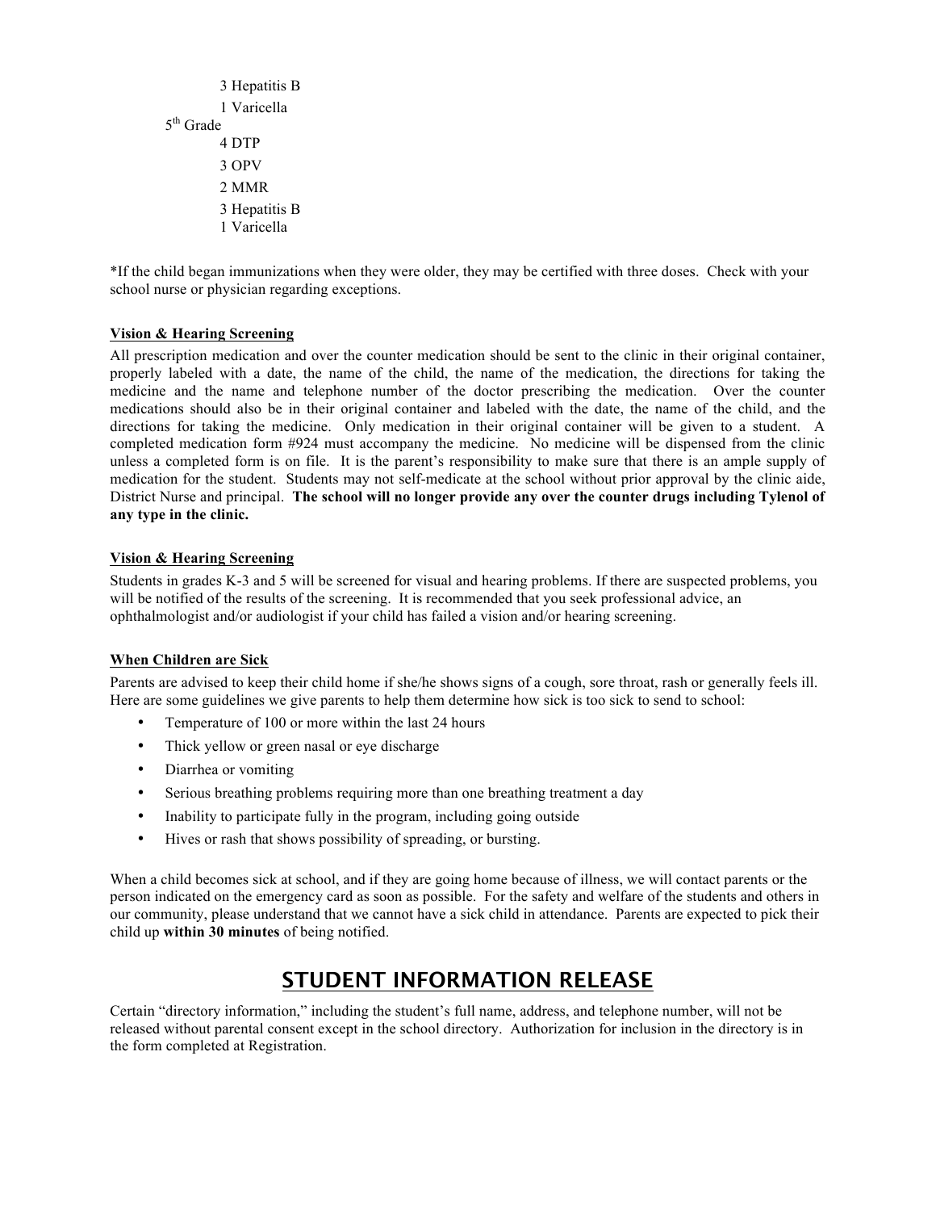3 Hepatitis B

1 Varicella

5th Grade

4 DTP

3 OPV

2 MMR

3 Hepatitis B

1 Varicella

*If the child began immunizations when they were older, they may be certified with three doses. Check with your school nurse or physician regarding exceptions.

### Vision & Hearing Screening

All prescription medication and over the counter medication should be sent to the clinic in their original container, properly labeled with a date, the name of the child, the name of the medication, the directions for taking the medicine and the name and telephone number of the doctor prescribing the medication. Over the counter medications should also be in their original container and labeled with the date, the name of the child, and the directions for taking the medicine. Only medication in their original container will be given to a student. A completed medication form #924 must accompany the medicine. No medicine will be dispensed from the clinic unless a completed form is on file. It is the parent's responsibility to make sure that there is an ample supply of medication for the student. Students may not self-medicate at the school without prior approval by the clinic aide, District Nurse and principal. **The school will no longer provide any over the counter drugs including Tylenol of any type in the clinic.**

### Vision & Hearing Screening

Students in grades K-3 and 5 will be screened for visual and hearing problems. If there are suspected problems, you will be notified of the results of the screening. It is recommended that you seek professional advice, an ophthalmologist and/or audiologist if your child has failed a vision and/or hearing screening.

### When Children are Sick

Parents are advised to keep their child home if she/he shows signs of a cough, sore throat, rash or generally feels ill. Here are some guidelines we give parents to help them determine how sick is too sick to send to school:

- Temperature of 100 or more within the last 24 hours
- Thick yellow or green nasal or eye discharge
- Diarrhea or vomiting
- Serious breathing problems requiring more than one breathing treatment a day
- Inability to participate fully in the program, including going outside
- Hives or rash that shows possibility of spreading, or bursting.

When a child becomes sick at school, and if they are going home because of illness, we will contact parents or the person indicated on the emergency card as soon as possible. For the safety and welfare of the students and others in our community, please understand that we cannot have a sick child in attendance. Parents are expected to pick their child up **within 30 minutes** of being notified.

## STUDENT INFORMATION RELEASE

Certain "directory information," including the student's full name, address, and telephone number, will not be released without parental consent except in the school directory. Authorization for inclusion in the directory is in the form completed at Registration.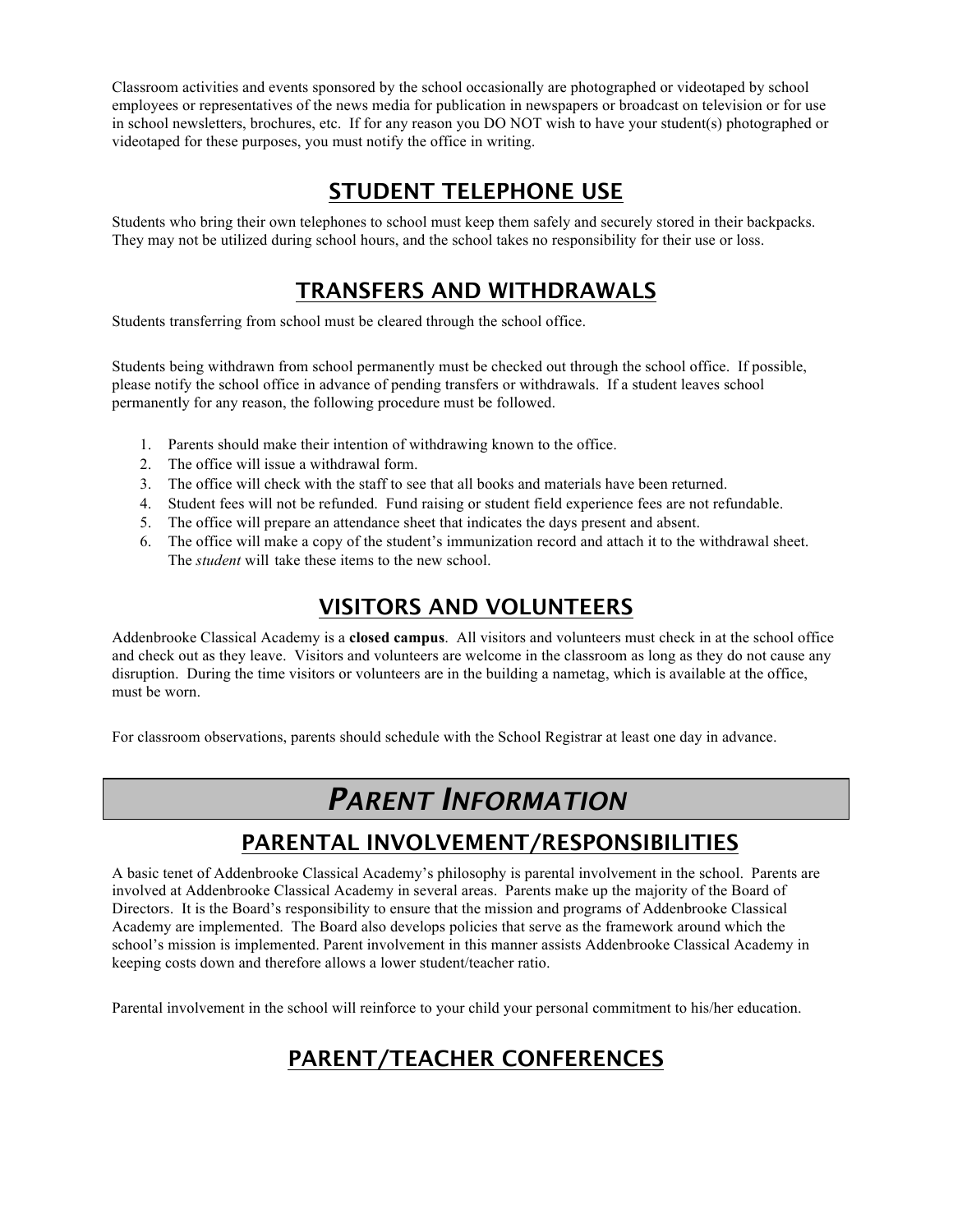Classroom activities and events sponsored by the school occasionally are photographed or videotaped by school employees or representatives of the news media for publication in newspapers or broadcast on television or for use in school newsletters, brochures, etc. If for any reason you DO NOT wish to have your student(s) photographed or videotaped for these purposes, you must notify the office in writing.

## STUDENT TELEPHONE USE

Students who bring their own telephones to school must keep them safely and securely stored in their backpacks. They may not be utilized during school hours, and the school takes no responsibility for their use or loss.

## TRANSFERS AND WITHDRAWALS

Students transferring from school must be cleared through the school office.

Students being withdrawn from school permanently must be checked out through the school office. If possible, please notify the school office in advance of pending transfers or withdrawals. If a student leaves school permanently for any reason, the following procedure must be followed.

1. Parents should make their intention of withdrawing known to the office.
2. The office will issue a withdrawal form.
3. The office will check with the staff to see that all books and materials have been returned.
4. Student fees will not be refunded. Fund raising or student field experience fees are not refundable.
5. The office will prepare an attendance sheet that indicates the days present and absent.
6. The office will make a copy of the student's immunization record and attach it to the withdrawal sheet. The *student* will take these items to the new school.

## VISITORS AND VOLUNTEERS

Addenbrooke Classical Academy is a **closed campus**. All visitors and volunteers must check in at the school office and check out as they leave. Visitors and volunteers are welcome in the classroom as long as they do not cause any disruption. During the time visitors or volunteers are in the building a nametag, which is available at the office, must be worn.

For classroom observations, parents should schedule with the School Registrar at least one day in advance.

# *PARENT INFORMATION*

## PARENTAL INVOLVEMENT/RESPONSIBILITIES

A basic tenet of Addenbrooke Classical Academy's philosophy is parental involvement in the school. Parents are involved at Addenbrooke Classical Academy in several areas. Parents make up the majority of the Board of Directors. It is the Board's responsibility to ensure that the mission and programs of Addenbrooke Classical Academy are implemented. The Board also develops policies that serve as the framework around which the school's mission is implemented. Parent involvement in this manner assists Addenbrooke Classical Academy in keeping costs down and therefore allows a lower student/teacher ratio.

Parental involvement in the school will reinforce to your child your personal commitment to his/her education.

## PARENT/TEACHER CONFERENCES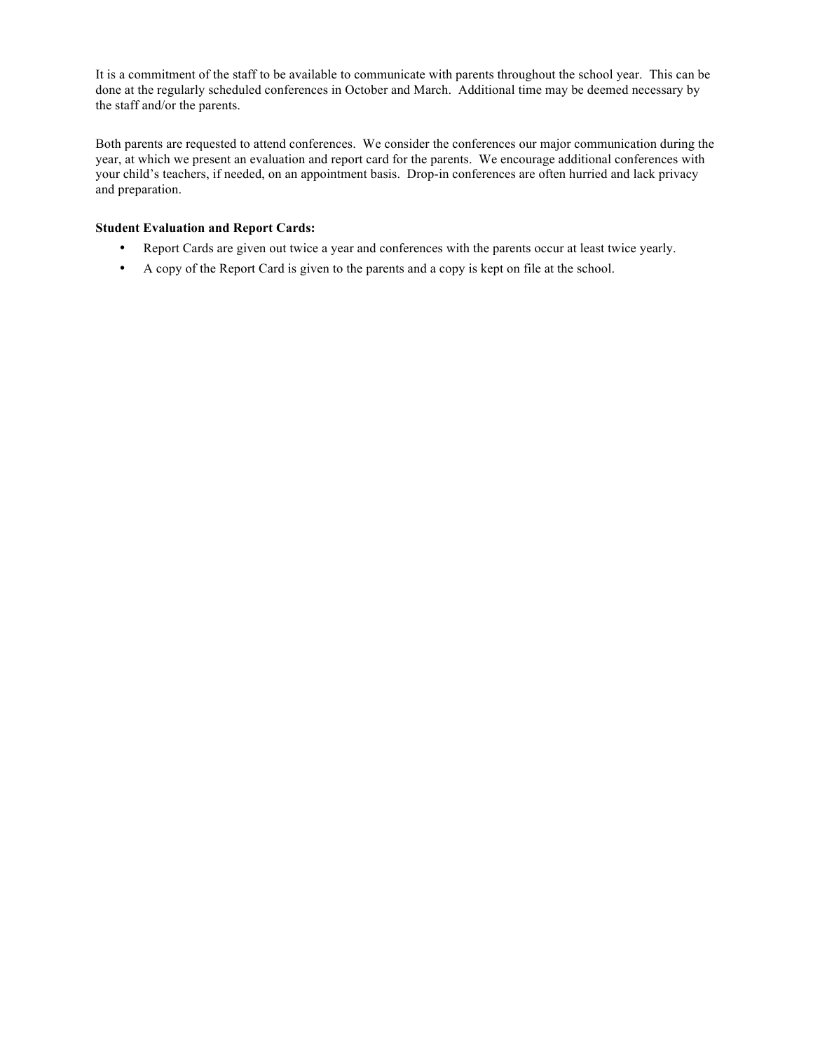It is a commitment of the staff to be available to communicate with parents throughout the school year. This can be done at the regularly scheduled conferences in October and March. Additional time may be deemed necessary by the staff and/or the parents.

Both parents are requested to attend conferences. We consider the conferences our major communication during the year, at which we present an evaluation and report card for the parents. We encourage additional conferences with your child's teachers, if needed, on an appointment basis. Drop-in conferences are often hurried and lack privacy and preparation.

**Student Evaluation and Report Cards:**

- Report Cards are given out twice a year and conferences with the parents occur at least twice yearly.
- A copy of the Report Card is given to the parents and a copy is kept on file at the school.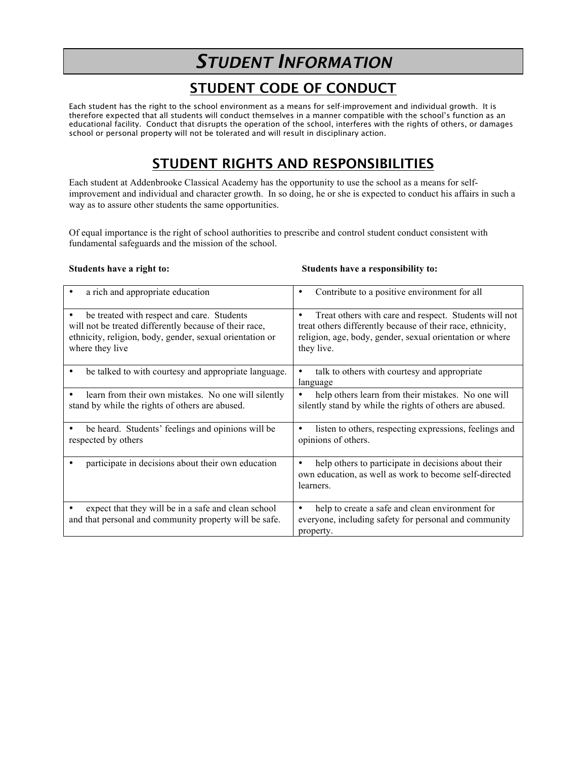# *Student Information*

## STUDENT CODE OF CONDUCT

Each student has the right to the school environment as a means for self-improvement and individual growth. It is therefore expected that all students will conduct themselves in a manner compatible with the school's function as an educational facility. Conduct that disrupts the operation of the school, interferes with the rights of others, or damages school or personal property will not be tolerated and will result in disciplinary action.

## STUDENT RIGHTS AND RESPONSIBILITIES

Each student at Addenbrooke Classical Academy has the opportunity to use the school as a means for self-improvement and individual and character growth. In so doing, he or she is expected to conduct his affairs in such a way as to assure other students the same opportunities.

Of equal importance is the right of school authorities to prescribe and control student conduct consistent with fundamental safeguards and the mission of the school.

| **Students have a right to:** | **Students have a responsibility to:** |
| --- | --- |
| • a rich and appropriate education | • Contribute to a positive environment for all |
| • be treated with respect and care. Students will not be treated differently because of their race, ethnicity, religion, body, gender, sexual orientation or where they live | • Treat others with care and respect. Students will not treat others differently because of their race, ethnicity, religion, age, body, gender, sexual orientation or where they live. |
| • be talked to with courtesy and appropriate language. | • talk to others with courtesy and appropriate language |
| • learn from their own mistakes. No one will silently stand by while the rights of others are abused. | • help others learn from their mistakes. No one will silently stand by while the rights of others are abused. |
| • be heard. Students' feelings and opinions will be respected by others | • listen to others, respecting expressions, feelings and opinions of others. |
| • participate in decisions about their own education | • help others to participate in decisions about their own education, as well as work to become self-directed learners. |
| • expect that they will be in a safe and clean school and that personal and community property will be safe. | • help to create a safe and clean environment for everyone, including safety for personal and community property. |